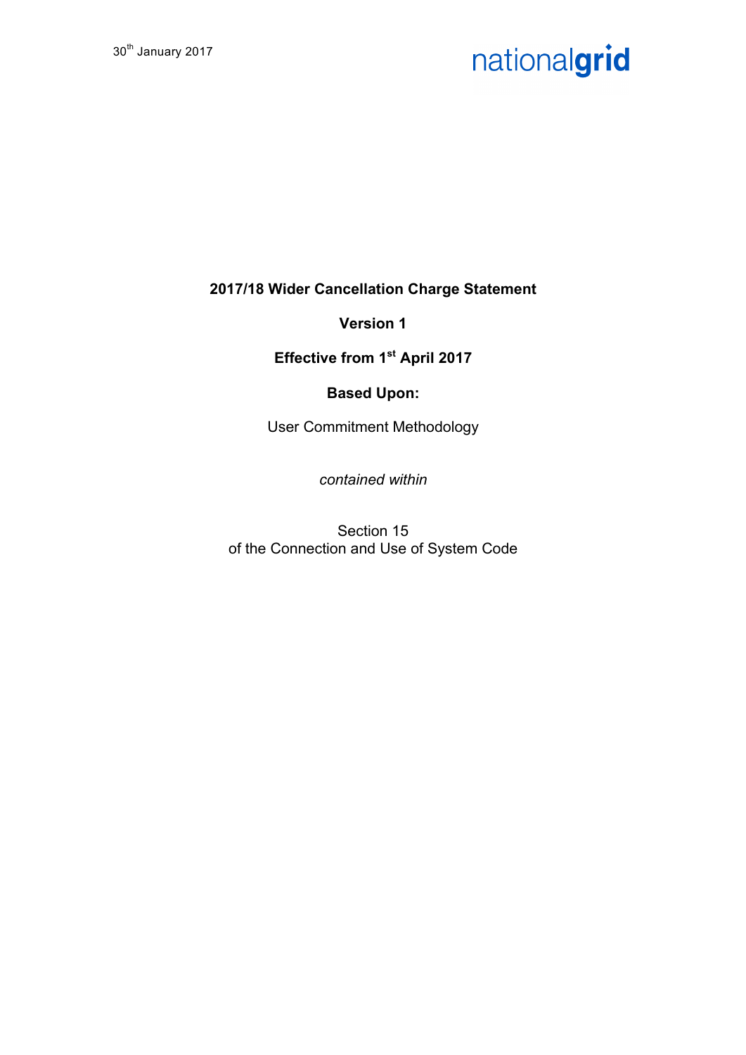30th January 2017

nationalgrid

**2017/18 Wider Cancellation Charge Statement**

**Version 1**

**Effective from 1st April 2017**

**Based Upon:**

User Commitment Methodology

*contained within*

Section 15
of the Connection and Use of System Code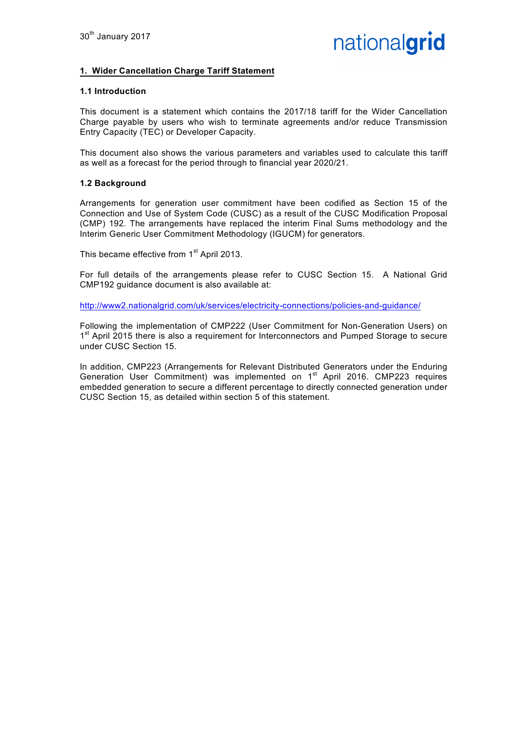30th January 2017

## 1. Wider Cancellation Charge Tariff Statement

### 1.1 Introduction

This document is a statement which contains the 2017/18 tariff for the Wider Cancellation Charge payable by users who wish to terminate agreements and/or reduce Transmission Entry Capacity (TEC) or Developer Capacity.

This document also shows the various parameters and variables used to calculate this tariff as well as a forecast for the period through to financial year 2020/21.

### 1.2 Background

Arrangements for generation user commitment have been codified as Section 15 of the Connection and Use of System Code (CUSC) as a result of the CUSC Modification Proposal (CMP) 192. The arrangements have replaced the interim Final Sums methodology and the Interim Generic User Commitment Methodology (IGUCM) for generators.

This became effective from 1st April 2013.

For full details of the arrangements please refer to CUSC Section 15. A National Grid CMP192 guidance document is also available at:

http://www2.nationalgrid.com/uk/services/electricity-connections/policies-and-guidance/

Following the implementation of CMP222 (User Commitment for Non-Generation Users) on 1st April 2015 there is also a requirement for Interconnectors and Pumped Storage to secure under CUSC Section 15.

In addition, CMP223 (Arrangements for Relevant Distributed Generators under the Enduring Generation User Commitment) was implemented on 1st April 2016. CMP223 requires embedded generation to secure a different percentage to directly connected generation under CUSC Section 15, as detailed within section 5 of this statement.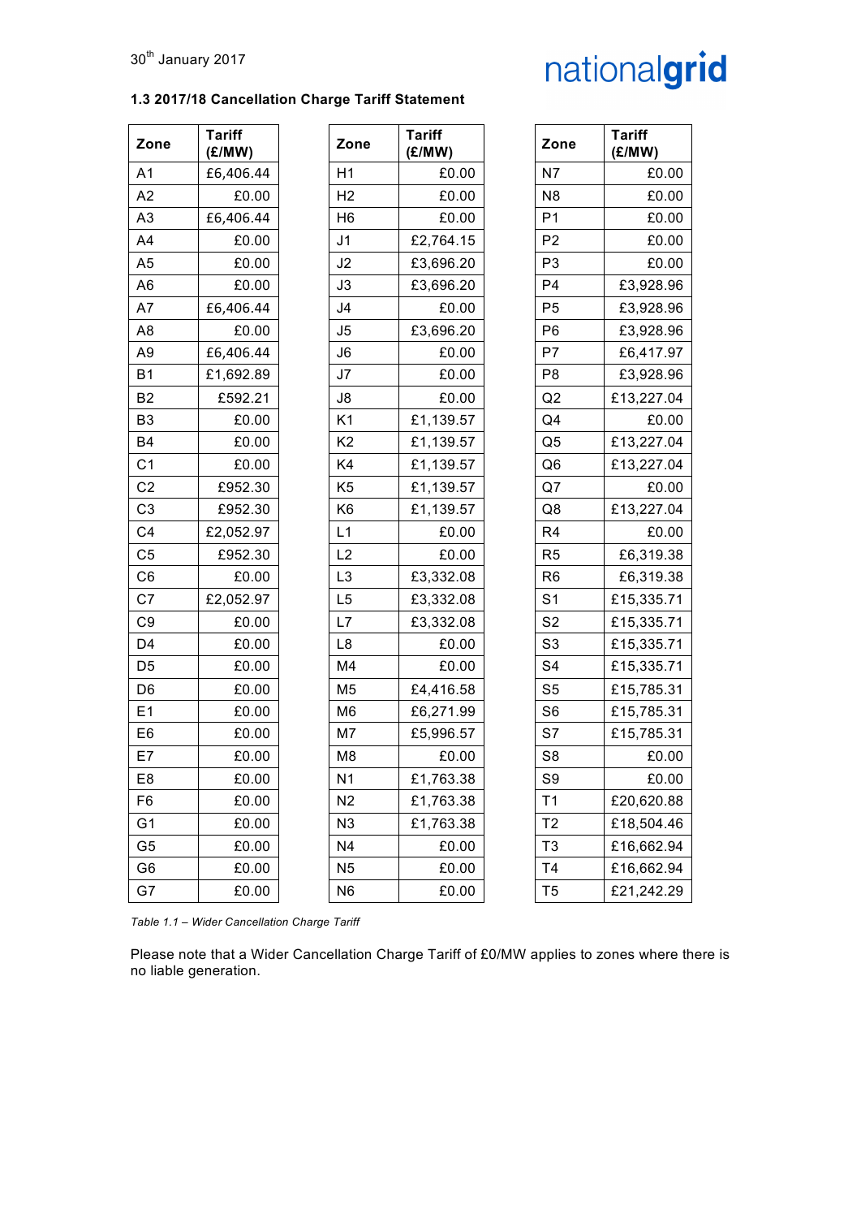30th January 2017

### 1.3 2017/18 Cancellation Charge Tariff Statement

| Zone | Tariff (£/MW) |
|---|---|
| A1 | £6,406.44 |
| A2 | £0.00 |
| A3 | £6,406.44 |
| A4 | £0.00 |
| A5 | £0.00 |
| A6 | £0.00 |
| A7 | £6,406.44 |
| A8 | £0.00 |
| A9 | £6,406.44 |
| B1 | £1,692.89 |
| B2 | £592.21 |
| B3 | £0.00 |
| B4 | £0.00 |
| C1 | £0.00 |
| C2 | £952.30 |
| C3 | £952.30 |
| C4 | £2,052.97 |
| C5 | £952.30 |
| C6 | £0.00 |
| C7 | £2,052.97 |
| C9 | £0.00 |
| D4 | £0.00 |
| D5 | £0.00 |
| D6 | £0.00 |
| E1 | £0.00 |
| E6 | £0.00 |
| E7 | £0.00 |
| E8 | £0.00 |
| F6 | £0.00 |
| G1 | £0.00 |
| G5 | £0.00 |
| G6 | £0.00 |
| G7 | £0.00 |
| H1 | £0.00 |
| H2 | £0.00 |
| H6 | £0.00 |
| J1 | £2,764.15 |
| J2 | £3,696.20 |
| J3 | £3,696.20 |
| J4 | £0.00 |
| J5 | £3,696.20 |
| J6 | £0.00 |
| J7 | £0.00 |
| J8 | £0.00 |
| K1 | £1,139.57 |
| K2 | £1,139.57 |
| K4 | £1,139.57 |
| K5 | £1,139.57 |
| K6 | £1,139.57 |
| L1 | £0.00 |
| L2 | £0.00 |
| L3 | £3,332.08 |
| L5 | £3,332.08 |
| L7 | £3,332.08 |
| L8 | £0.00 |
| M4 | £0.00 |
| M5 | £4,416.58 |
| M6 | £6,271.99 |
| M7 | £5,996.57 |
| M8 | £0.00 |
| N1 | £1,763.38 |
| N2 | £1,763.38 |
| N3 | £1,763.38 |
| N4 | £0.00 |
| N5 | £0.00 |
| N6 | £0.00 |
| N7 | £0.00 |
| N8 | £0.00 |
| P1 | £0.00 |
| P2 | £0.00 |
| P3 | £0.00 |
| P4 | £3,928.96 |
| P5 | £3,928.96 |
| P6 | £3,928.96 |
| P7 | £6,417.97 |
| P8 | £3,928.96 |
| Q2 | £13,227.04 |
| Q4 | £0.00 |
| Q5 | £13,227.04 |
| Q6 | £13,227.04 |
| Q7 | £0.00 |
| Q8 | £13,227.04 |
| R4 | £0.00 |
| R5 | £6,319.38 |
| R6 | £6,319.38 |
| S1 | £15,335.71 |
| S2 | £15,335.71 |
| S3 | £15,335.71 |
| S4 | £15,335.71 |
| S5 | £15,785.31 |
| S6 | £15,785.31 |
| S7 | £15,785.31 |
| S8 | £0.00 |
| S9 | £0.00 |
| T1 | £20,620.88 |
| T2 | £18,504.46 |
| T3 | £16,662.94 |
| T4 | £16,662.94 |
| T5 | £21,242.29 |

*Table 1.1 – Wider Cancellation Charge Tariff*

Please note that a Wider Cancellation Charge Tariff of £0/MW applies to zones where there is no liable generation.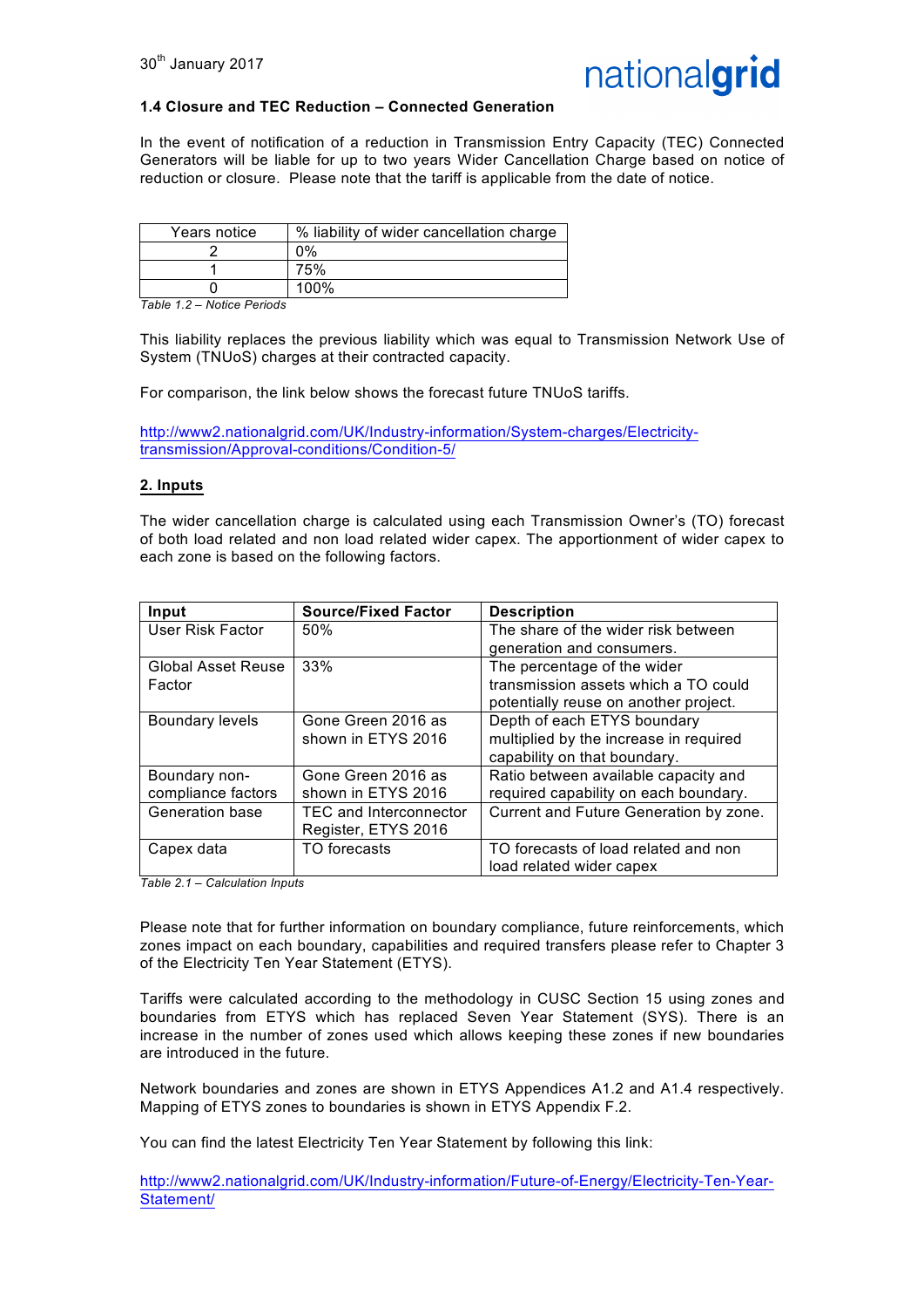### 1.4 Closure and TEC Reduction – Connected Generation

In the event of notification of a reduction in Transmission Entry Capacity (TEC) Connected Generators will be liable for up to two years Wider Cancellation Charge based on notice of reduction or closure. Please note that the tariff is applicable from the date of notice.

| Years notice | % liability of wider cancellation charge |
|---|---|
| 2 | 0% |
| 1 | 75% |
| 0 | 100% |

*Table 1.2 – Notice Periods*

This liability replaces the previous liability which was equal to Transmission Network Use of System (TNUoS) charges at their contracted capacity.

For comparison, the link below shows the forecast future TNUoS tariffs.

http://www2.nationalgrid.com/UK/Industry-information/System-charges/Electricity-transmission/Approval-conditions/Condition-5/

## 2. Inputs

The wider cancellation charge is calculated using each Transmission Owner's (TO) forecast of both load related and non load related wider capex. The apportionment of wider capex to each zone is based on the following factors.

| Input | Source/Fixed Factor | Description |
|---|---|---|
| User Risk Factor | 50% | The share of the wider risk between generation and consumers. |
| Global Asset Reuse Factor | 33% | The percentage of the wider transmission assets which a TO could potentially reuse on another project. |
| Boundary levels | Gone Green 2016 as shown in ETYS 2016 | Depth of each ETYS boundary multiplied by the increase in required capability on that boundary. |
| Boundary non-compliance factors | Gone Green 2016 as shown in ETYS 2016 | Ratio between available capacity and required capability on each boundary. |
| Generation base | TEC and Interconnector Register, ETYS 2016 | Current and Future Generation by zone. |
| Capex data | TO forecasts | TO forecasts of load related and non load related wider capex |

*Table 2.1 – Calculation Inputs*

Please note that for further information on boundary compliance, future reinforcements, which zones impact on each boundary, capabilities and required transfers please refer to Chapter 3 of the Electricity Ten Year Statement (ETYS).

Tariffs were calculated according to the methodology in CUSC Section 15 using zones and boundaries from ETYS which has replaced Seven Year Statement (SYS). There is an increase in the number of zones used which allows keeping these zones if new boundaries are introduced in the future.

Network boundaries and zones are shown in ETYS Appendices A1.2 and A1.4 respectively. Mapping of ETYS zones to boundaries is shown in ETYS Appendix F.2.

You can find the latest Electricity Ten Year Statement by following this link:

http://www2.nationalgrid.com/UK/Industry-information/Future-of-Energy/Electricity-Ten-Year-Statement/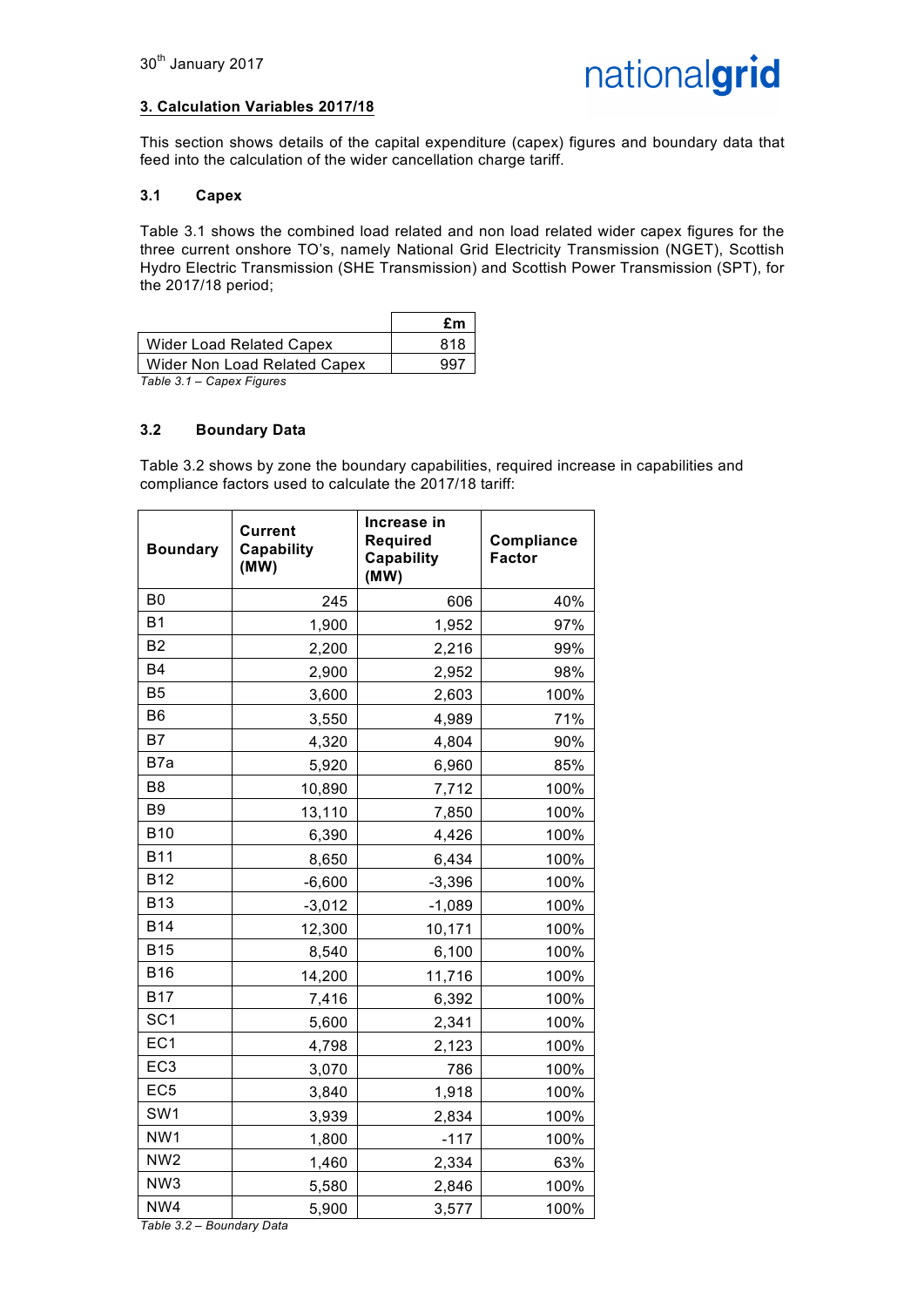30th January 2017

### 3. Calculation Variables 2017/18

This section shows details of the capital expenditure (capex) figures and boundary data that feed into the calculation of the wider cancellation charge tariff.

### 3.1 Capex

Table 3.1 shows the combined load related and non load related wider capex figures for the three current onshore TO's, namely National Grid Electricity Transmission (NGET), Scottish Hydro Electric Transmission (SHE Transmission) and Scottish Power Transmission (SPT), for the 2017/18 period;

| | £m |
|---|---|
| Wider Load Related Capex | 818 |
| Wider Non Load Related Capex | 997 |

*Table 3.1 – Capex Figures*

### 3.2 Boundary Data

Table 3.2 shows by zone the boundary capabilities, required increase in capabilities and compliance factors used to calculate the 2017/18 tariff:

| Boundary | Current Capability (MW) | Increase in Required Capability (MW) | Compliance Factor |
|---|---|---|---|
| B0 | 245 | 606 | 40% |
| B1 | 1,900 | 1,952 | 97% |
| B2 | 2,200 | 2,216 | 99% |
| B4 | 2,900 | 2,952 | 98% |
| B5 | 3,600 | 2,603 | 100% |
| B6 | 3,550 | 4,989 | 71% |
| B7 | 4,320 | 4,804 | 90% |
| B7a | 5,920 | 6,960 | 85% |
| B8 | 10,890 | 7,712 | 100% |
| B9 | 13,110 | 7,850 | 100% |
| B10 | 6,390 | 4,426 | 100% |
| B11 | 8,650 | 6,434 | 100% |
| B12 | -6,600 | -3,396 | 100% |
| B13 | -3,012 | -1,089 | 100% |
| B14 | 12,300 | 10,171 | 100% |
| B15 | 8,540 | 6,100 | 100% |
| B16 | 14,200 | 11,716 | 100% |
| B17 | 7,416 | 6,392 | 100% |
| SC1 | 5,600 | 2,341 | 100% |
| EC1 | 4,798 | 2,123 | 100% |
| EC3 | 3,070 | 786 | 100% |
| EC5 | 3,840 | 1,918 | 100% |
| SW1 | 3,939 | 2,834 | 100% |
| NW1 | 1,800 | -117 | 100% |
| NW2 | 1,460 | 2,334 | 63% |
| NW3 | 5,580 | 2,846 | 100% |
| NW4 | 5,900 | 3,577 | 100% |

*Table 3.2 – Boundary Data*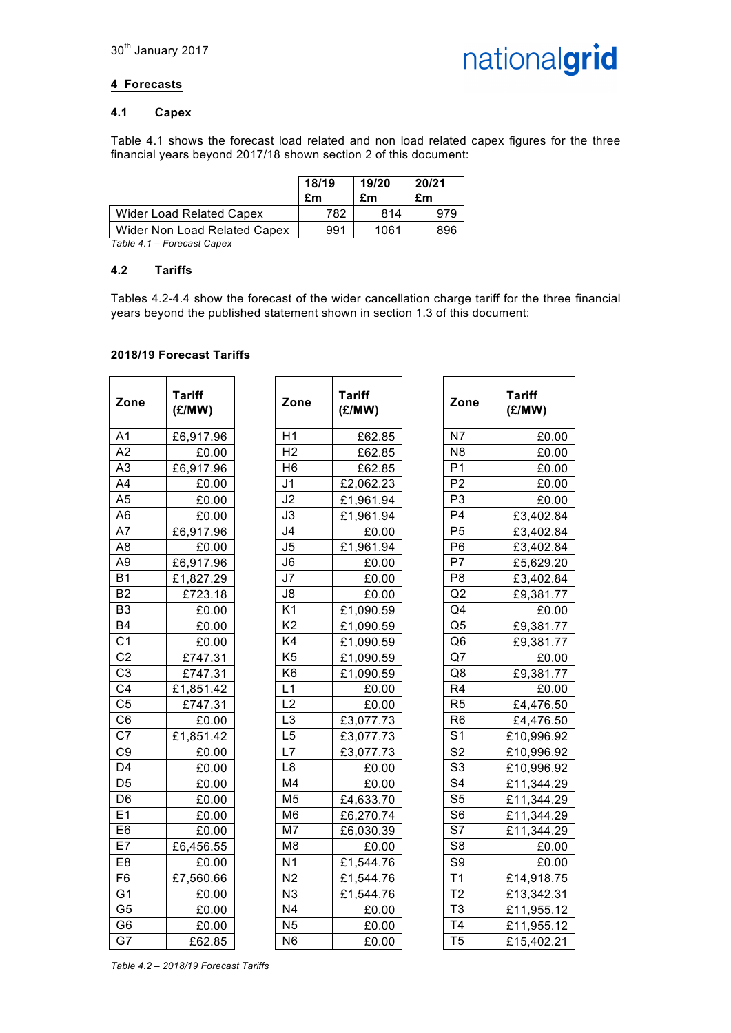30th January 2017

## 4 Forecasts

### 4.1 Capex

Table 4.1 shows the forecast load related and non load related capex figures for the three financial years beyond 2017/18 shown section 2 of this document:

| | 18/19 £m | 19/20 £m | 20/21 £m |
|---|---|---|---|
| Wider Load Related Capex | 782 | 814 | 979 |
| Wider Non Load Related Capex | 991 | 1061 | 896 |

*Table 4.1 – Forecast Capex*

### 4.2 Tariffs

Tables 4.2-4.4 show the forecast of the wider cancellation charge tariff for the three financial years beyond the published statement shown in section 1.3 of this document:

**2018/19 Forecast Tariffs**

| Zone | Tariff (£/MW) |
|---|---|
| A1 | £6,917.96 |
| A2 | £0.00 |
| A3 | £6,917.96 |
| A4 | £0.00 |
| A5 | £0.00 |
| A6 | £0.00 |
| A7 | £6,917.96 |
| A8 | £0.00 |
| A9 | £6,917.96 |
| B1 | £1,827.29 |
| B2 | £723.18 |
| B3 | £0.00 |
| B4 | £0.00 |
| C1 | £0.00 |
| C2 | £747.31 |
| C3 | £747.31 |
| C4 | £1,851.42 |
| C5 | £747.31 |
| C6 | £0.00 |
| C7 | £1,851.42 |
| C9 | £0.00 |
| D4 | £0.00 |
| D5 | £0.00 |
| D6 | £0.00 |
| E1 | £0.00 |
| E6 | £0.00 |
| E7 | £6,456.55 |
| E8 | £0.00 |
| F6 | £7,560.66 |
| G1 | £0.00 |
| G5 | £0.00 |
| G6 | £0.00 |
| G7 | £62.85 |

| Zone | Tariff (£/MW) |
|---|---|
| H1 | £62.85 |
| H2 | £62.85 |
| H6 | £62.85 |
| J1 | £2,062.23 |
| J2 | £1,961.94 |
| J3 | £1,961.94 |
| J4 | £0.00 |
| J5 | £1,961.94 |
| J6 | £0.00 |
| J7 | £0.00 |
| J8 | £0.00 |
| K1 | £1,090.59 |
| K2 | £1,090.59 |
| K4 | £1,090.59 |
| K5 | £1,090.59 |
| K6 | £1,090.59 |
| L1 | £0.00 |
| L2 | £0.00 |
| L3 | £3,077.73 |
| L5 | £3,077.73 |
| L7 | £3,077.73 |
| L8 | £0.00 |
| M4 | £0.00 |
| M5 | £4,633.70 |
| M6 | £6,270.74 |
| M7 | £6,030.39 |
| M8 | £0.00 |
| N1 | £1,544.76 |
| N2 | £1,544.76 |
| N3 | £1,544.76 |
| N4 | £0.00 |
| N5 | £0.00 |
| N6 | £0.00 |

| Zone | Tariff (£/MW) |
|---|---|
| N7 | £0.00 |
| N8 | £0.00 |
| P1 | £0.00 |
| P2 | £0.00 |
| P3 | £0.00 |
| P4 | £3,402.84 |
| P5 | £3,402.84 |
| P6 | £3,402.84 |
| P7 | £5,629.20 |
| P8 | £3,402.84 |
| Q2 | £9,381.77 |
| Q4 | £0.00 |
| Q5 | £9,381.77 |
| Q6 | £9,381.77 |
| Q7 | £0.00 |
| Q8 | £9,381.77 |
| R4 | £0.00 |
| R5 | £4,476.50 |
| R6 | £4,476.50 |
| S1 | £10,996.92 |
| S2 | £10,996.92 |
| S3 | £10,996.92 |
| S4 | £11,344.29 |
| S5 | £11,344.29 |
| S6 | £11,344.29 |
| S7 | £11,344.29 |
| S8 | £0.00 |
| S9 | £0.00 |
| T1 | £14,918.75 |
| T2 | £13,342.31 |
| T3 | £11,955.12 |
| T4 | £11,955.12 |
| T5 | £15,402.21 |

*Table 4.2 – 2018/19 Forecast Tariffs*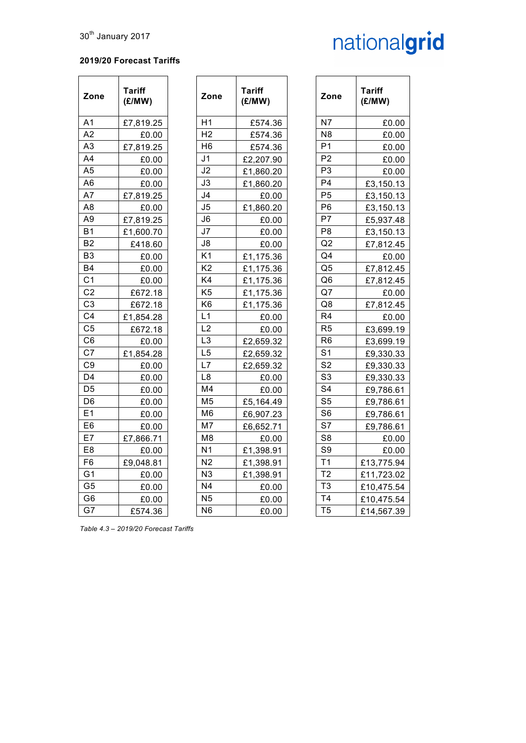30th January 2017

**2019/20 Forecast Tariffs**

| Zone | Tariff (£/MW) |
|---|---|
| A1 | £7,819.25 |
| A2 | £0.00 |
| A3 | £7,819.25 |
| A4 | £0.00 |
| A5 | £0.00 |
| A6 | £0.00 |
| A7 | £7,819.25 |
| A8 | £0.00 |
| A9 | £7,819.25 |
| B1 | £1,600.70 |
| B2 | £418.60 |
| B3 | £0.00 |
| B4 | £0.00 |
| C1 | £0.00 |
| C2 | £672.18 |
| C3 | £672.18 |
| C4 | £1,854.28 |
| C5 | £672.18 |
| C6 | £0.00 |
| C7 | £1,854.28 |
| C9 | £0.00 |
| D4 | £0.00 |
| D5 | £0.00 |
| D6 | £0.00 |
| E1 | £0.00 |
| E6 | £0.00 |
| E7 | £7,866.71 |
| E8 | £0.00 |
| F6 | £9,048.81 |
| G1 | £0.00 |
| G5 | £0.00 |
| G6 | £0.00 |
| G7 | £574.36 |
| H1 | £574.36 |
| H2 | £574.36 |
| H6 | £574.36 |
| J1 | £2,207.90 |
| J2 | £1,860.20 |
| J3 | £1,860.20 |
| J4 | £0.00 |
| J5 | £1,860.20 |
| J6 | £0.00 |
| J7 | £0.00 |
| J8 | £0.00 |
| K1 | £1,175.36 |
| K2 | £1,175.36 |
| K4 | £1,175.36 |
| K5 | £1,175.36 |
| K6 | £1,175.36 |
| L1 | £0.00 |
| L2 | £0.00 |
| L3 | £2,659.32 |
| L5 | £2,659.32 |
| L7 | £2,659.32 |
| L8 | £0.00 |
| M4 | £0.00 |
| M5 | £5,164.49 |
| M6 | £6,907.23 |
| M7 | £6,652.71 |
| M8 | £0.00 |
| N1 | £1,398.91 |
| N2 | £1,398.91 |
| N3 | £1,398.91 |
| N4 | £0.00 |
| N5 | £0.00 |
| N6 | £0.00 |
| N7 | £0.00 |
| N8 | £0.00 |
| P1 | £0.00 |
| P2 | £0.00 |
| P3 | £0.00 |
| P4 | £3,150.13 |
| P5 | £3,150.13 |
| P6 | £3,150.13 |
| P7 | £5,937.48 |
| P8 | £3,150.13 |
| Q2 | £7,812.45 |
| Q4 | £0.00 |
| Q5 | £7,812.45 |
| Q6 | £7,812.45 |
| Q7 | £0.00 |
| Q8 | £7,812.45 |
| R4 | £0.00 |
| R5 | £3,699.19 |
| R6 | £3,699.19 |
| S1 | £9,330.33 |
| S2 | £9,330.33 |
| S3 | £9,330.33 |
| S4 | £9,786.61 |
| S5 | £9,786.61 |
| S6 | £9,786.61 |
| S7 | £9,786.61 |
| S8 | £0.00 |
| S9 | £0.00 |
| T1 | £13,775.94 |
| T2 | £11,723.02 |
| T3 | £10,475.54 |
| T4 | £10,475.54 |
| T5 | £14,567.39 |

*Table 4.3 – 2019/20 Forecast Tariffs*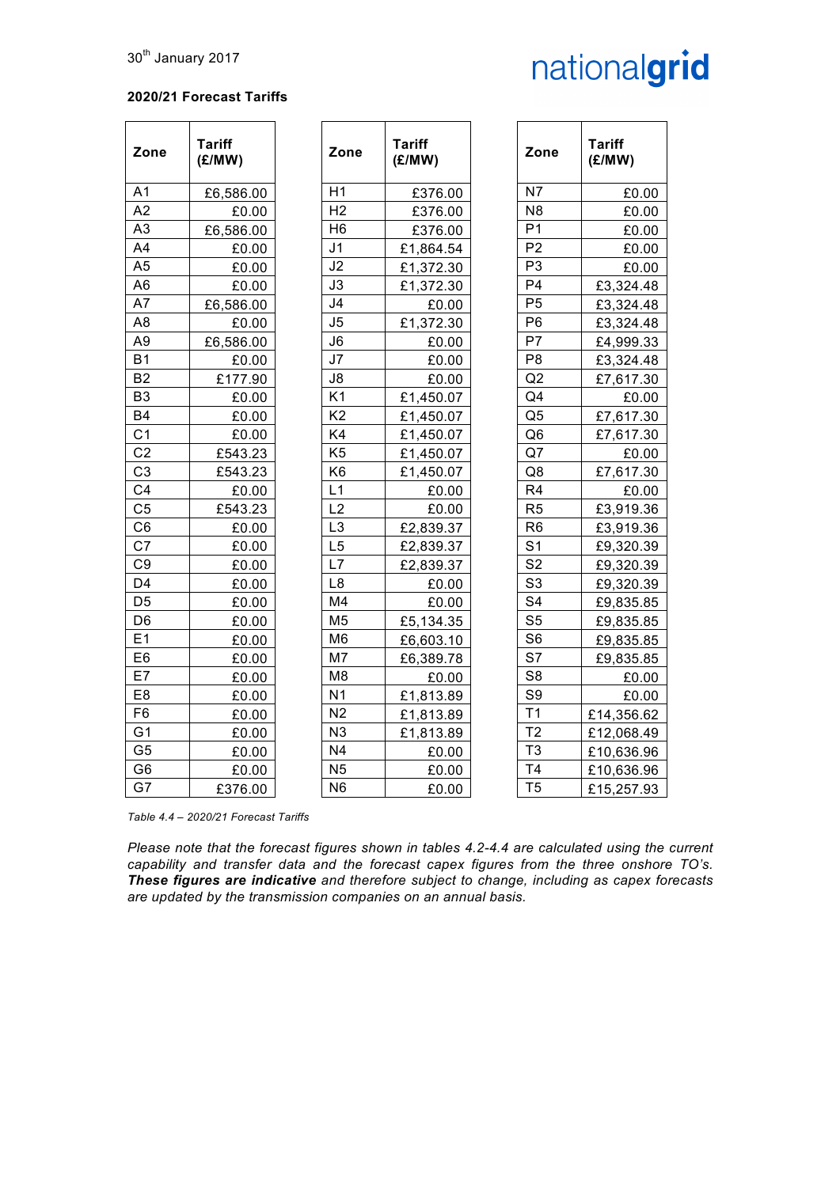30th January 2017

**2020/21 Forecast Tariffs**

| Zone | Tariff (£/MW) |
|---|---|
| A1 | £6,586.00 |
| A2 | £0.00 |
| A3 | £6,586.00 |
| A4 | £0.00 |
| A5 | £0.00 |
| A6 | £0.00 |
| A7 | £6,586.00 |
| A8 | £0.00 |
| A9 | £6,586.00 |
| B1 | £0.00 |
| B2 | £177.90 |
| B3 | £0.00 |
| B4 | £0.00 |
| C1 | £0.00 |
| C2 | £543.23 |
| C3 | £543.23 |
| C4 | £0.00 |
| C5 | £543.23 |
| C6 | £0.00 |
| C7 | £0.00 |
| C9 | £0.00 |
| D4 | £0.00 |
| D5 | £0.00 |
| D6 | £0.00 |
| E1 | £0.00 |
| E6 | £0.00 |
| E7 | £0.00 |
| E8 | £0.00 |
| F6 | £0.00 |
| G1 | £0.00 |
| G5 | £0.00 |
| G6 | £0.00 |
| G7 | £376.00 |

| Zone | Tariff (£/MW) |
|---|---|
| H1 | £376.00 |
| H2 | £376.00 |
| H6 | £376.00 |
| J1 | £1,864.54 |
| J2 | £1,372.30 |
| J3 | £1,372.30 |
| J4 | £0.00 |
| J5 | £1,372.30 |
| J6 | £0.00 |
| J7 | £0.00 |
| J8 | £0.00 |
| K1 | £1,450.07 |
| K2 | £1,450.07 |
| K4 | £1,450.07 |
| K5 | £1,450.07 |
| K6 | £1,450.07 |
| L1 | £0.00 |
| L2 | £0.00 |
| L3 | £2,839.37 |
| L5 | £2,839.37 |
| L7 | £2,839.37 |
| L8 | £0.00 |
| M4 | £0.00 |
| M5 | £5,134.35 |
| M6 | £6,603.10 |
| M7 | £6,389.78 |
| M8 | £0.00 |
| N1 | £1,813.89 |
| N2 | £1,813.89 |
| N3 | £1,813.89 |
| N4 | £0.00 |
| N5 | £0.00 |
| N6 | £0.00 |

| Zone | Tariff (£/MW) |
|---|---|
| N7 | £0.00 |
| N8 | £0.00 |
| P1 | £0.00 |
| P2 | £0.00 |
| P3 | £0.00 |
| P4 | £3,324.48 |
| P5 | £3,324.48 |
| P6 | £3,324.48 |
| P7 | £4,999.33 |
| P8 | £3,324.48 |
| Q2 | £7,617.30 |
| Q4 | £0.00 |
| Q5 | £7,617.30 |
| Q6 | £7,617.30 |
| Q7 | £0.00 |
| Q8 | £7,617.30 |
| R4 | £0.00 |
| R5 | £3,919.36 |
| R6 | £3,919.36 |
| S1 | £9,320.39 |
| S2 | £9,320.39 |
| S3 | £9,320.39 |
| S4 | £9,835.85 |
| S5 | £9,835.85 |
| S6 | £9,835.85 |
| S7 | £9,835.85 |
| S8 | £0.00 |
| S9 | £0.00 |
| T1 | £14,356.62 |
| T2 | £12,068.49 |
| T3 | £10,636.96 |
| T4 | £10,636.96 |
| T5 | £15,257.93 |

*Table 4.4 – 2020/21 Forecast Tariffs*

*Please note that the forecast figures shown in tables 4.2-4.4 are calculated using the current capability and transfer data and the forecast capex figures from the three onshore TO's.* ***These figures are indicative*** *and therefore subject to change, including as capex forecasts are updated by the transmission companies on an annual basis.*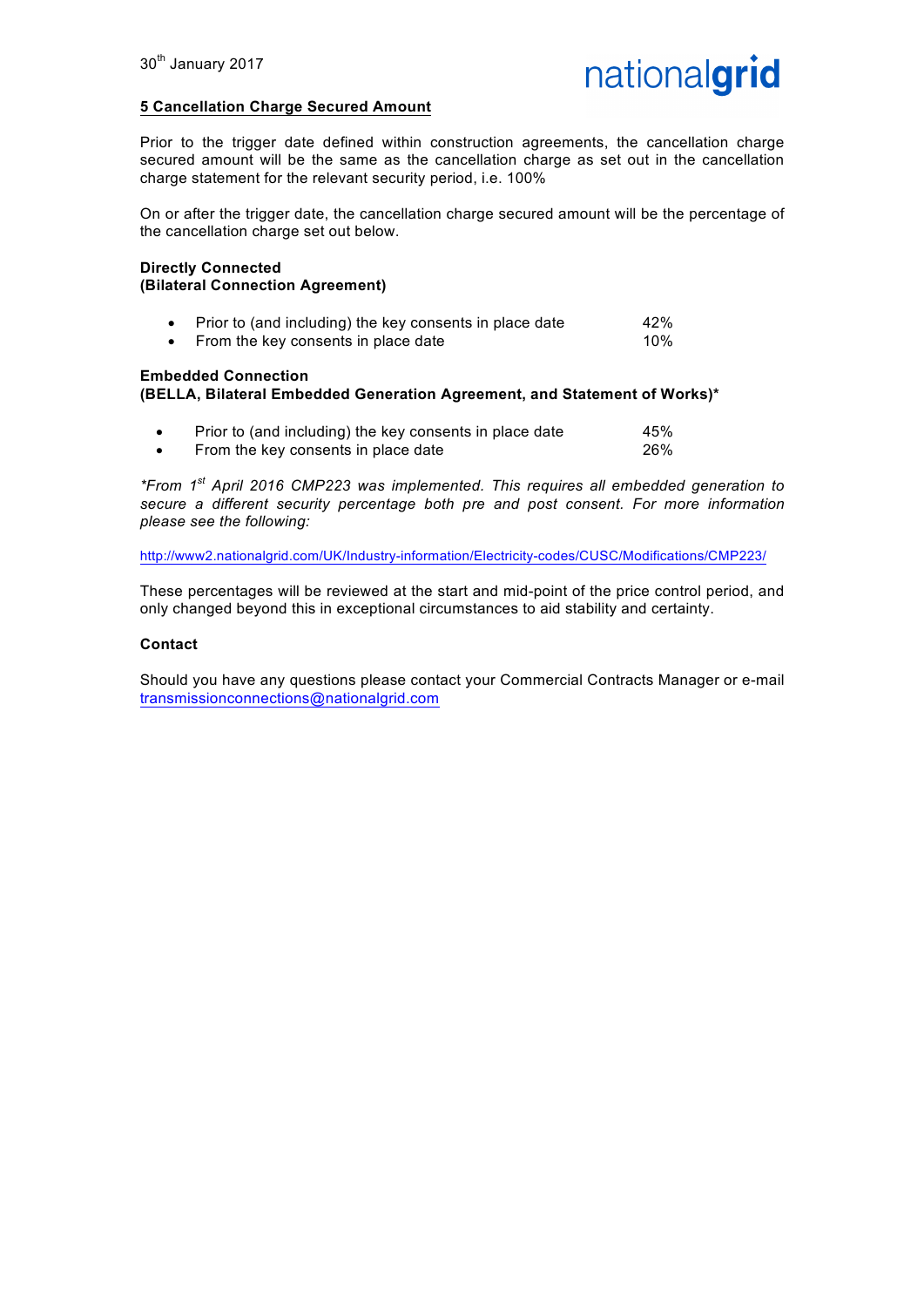## 5 Cancellation Charge Secured Amount

Prior to the trigger date defined within construction agreements, the cancellation charge secured amount will be the same as the cancellation charge as set out in the cancellation charge statement for the relevant security period, i.e. 100%

On or after the trigger date, the cancellation charge secured amount will be the percentage of the cancellation charge set out below.

**Directly Connected**
**(Bilateral Connection Agreement)**

- Prior to (and including) the key consents in place date 42%
- From the key consents in place date 10%

**Embedded Connection**
**(BELLA, Bilateral Embedded Generation Agreement, and Statement of Works)***

- Prior to (and including) the key consents in place date 45%
- From the key consents in place date 26%

*\*From 1st April 2016 CMP223 was implemented. This requires all embedded generation to secure a different security percentage both pre and post consent. For more information please see the following:*

http://www2.nationalgrid.com/UK/Industry-information/Electricity-codes/CUSC/Modifications/CMP223/

These percentages will be reviewed at the start and mid-point of the price control period, and only changed beyond this in exceptional circumstances to aid stability and certainty.

**Contact**

Should you have any questions please contact your Commercial Contracts Manager or e-mail transmissionconnections@nationalgrid.com